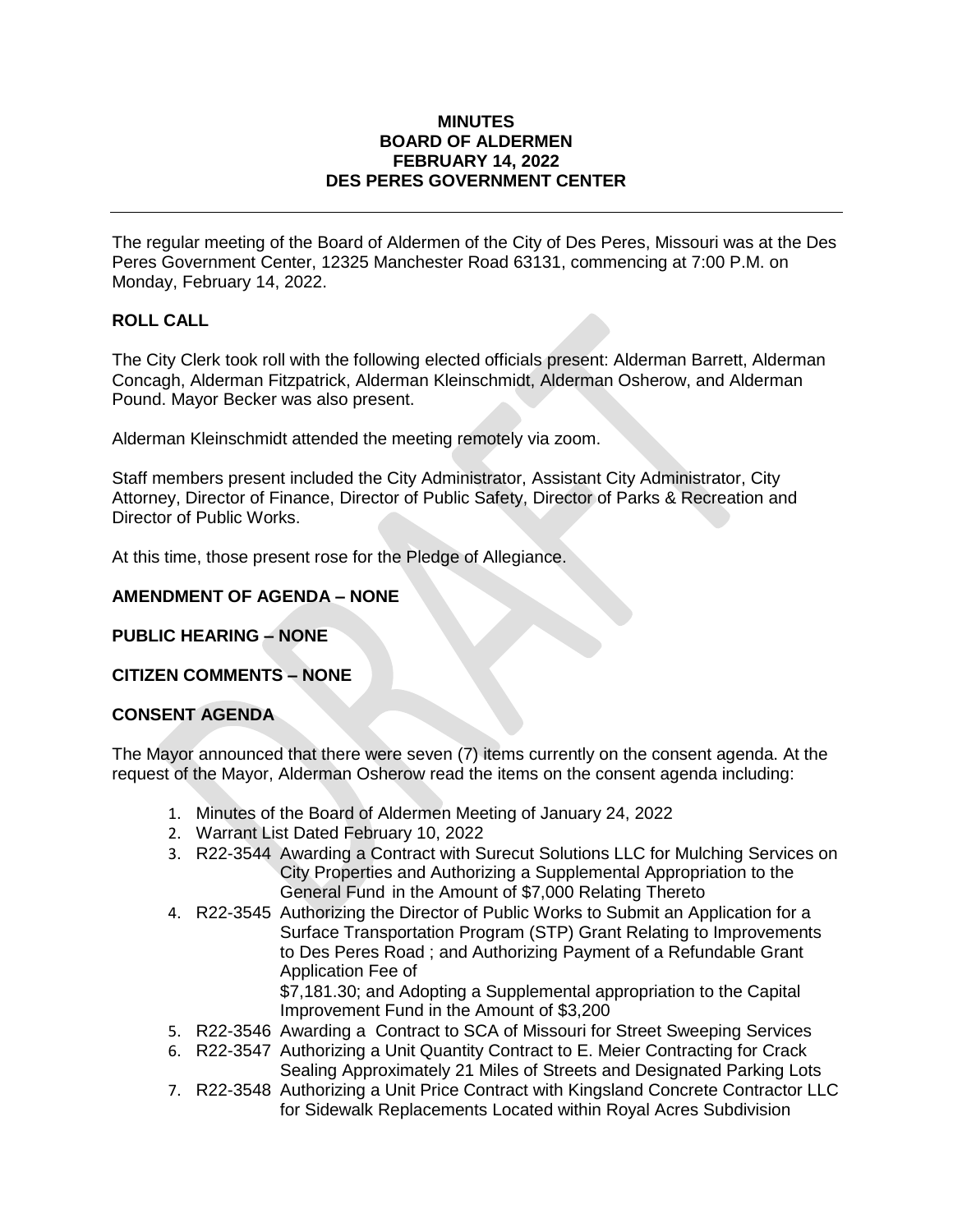# MINUTES
# BOARD OF ALDERMEN
# FEBRUARY 14, 2022
# DES PERES GOVERNMENT CENTER

---

The regular meeting of the Board of Aldermen of the City of Des Peres, Missouri was at the Des Peres Government Center, 12325 Manchester Road 63131, commencing at 7:00 P.M. on Monday, February 14, 2022.

## ROLL CALL

The City Clerk took roll with the following elected officials present: Alderman Barrett, Alderman Concagh, Alderman Fitzpatrick, Alderman Kleinschmidt, Alderman Osherow, and Alderman Pound. Mayor Becker was also present.

Alderman Kleinschmidt attended the meeting remotely via zoom.

Staff members present included the City Administrator, Assistant City Administrator, City Attorney, Director of Finance, Director of Public Safety, Director of Parks & Recreation and Director of Public Works.

At this time, those present rose for the Pledge of Allegiance.

## AMENDMENT OF AGENDA – NONE

## PUBLIC HEARING – NONE

## CITIZEN COMMENTS – NONE

## CONSENT AGENDA

The Mayor announced that there were seven (7) items currently on the consent agenda. At the request of the Mayor, Alderman Osherow read the items on the consent agenda including:

1. Minutes of the Board of Aldermen Meeting of January 24, 2022
2. Warrant List Dated February 10, 2022
3. R22-3544 Awarding a Contract with Surecut Solutions LLC for Mulching Services on City Properties and Authorizing a Supplemental Appropriation to the General Fund in the Amount of $7,000 Relating Thereto
4. R22-3545 Authorizing the Director of Public Works to Submit an Application for a Surface Transportation Program (STP) Grant Relating to Improvements to Des Peres Road ; and Authorizing Payment of a Refundable Grant Application Fee of $7,181.30; and Adopting a Supplemental appropriation to the Capital Improvement Fund in the Amount of $3,200
5. R22-3546 Awarding a Contract to SCA of Missouri for Street Sweeping Services
6. R22-3547 Authorizing a Unit Quantity Contract to E. Meier Contracting for Crack Sealing Approximately 21 Miles of Streets and Designated Parking Lots
7. R22-3548 Authorizing a Unit Price Contract with Kingsland Concrete Contractor LLC for Sidewalk Replacements Located within Royal Acres Subdivision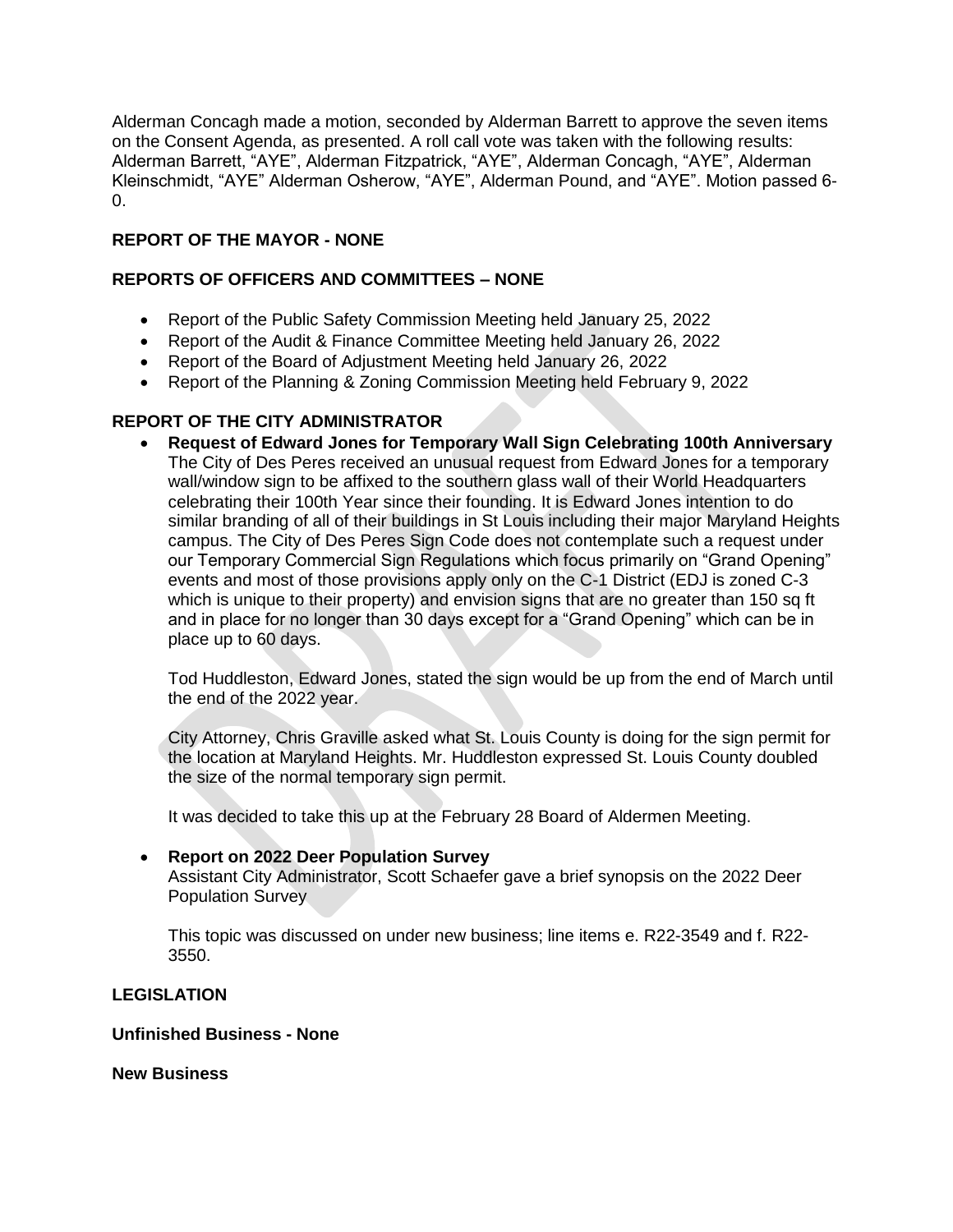Alderman Concagh made a motion, seconded by Alderman Barrett to approve the seven items on the Consent Agenda, as presented. A roll call vote was taken with the following results: Alderman Barrett, “AYE”, Alderman Fitzpatrick, “AYE”, Alderman Concagh, “AYE”, Alderman Kleinschmidt, “AYE” Alderman Osherow, “AYE”, Alderman Pound, and “AYE”. Motion passed 6-0.

**REPORT OF THE MAYOR - NONE**

**REPORTS OF OFFICERS AND COMMITTEES – NONE**

- Report of the Public Safety Commission Meeting held January 25, 2022
- Report of the Audit & Finance Committee Meeting held January 26, 2022
- Report of the Board of Adjustment Meeting held January 26, 2022
- Report of the Planning & Zoning Commission Meeting held February 9, 2022

**REPORT OF THE CITY ADMINISTRATOR**

- **Request of Edward Jones for Temporary Wall Sign Celebrating 100th Anniversary**
  The City of Des Peres received an unusual request from Edward Jones for a temporary wall/window sign to be affixed to the southern glass wall of their World Headquarters celebrating their 100th Year since their founding. It is Edward Jones intention to do similar branding of all of their buildings in St Louis including their major Maryland Heights campus. The City of Des Peres Sign Code does not contemplate such a request under our Temporary Commercial Sign Regulations which focus primarily on “Grand Opening” events and most of those provisions apply only on the C-1 District (EDJ is zoned C-3 which is unique to their property) and envision signs that are no greater than 150 sq ft and in place for no longer than 30 days except for a “Grand Opening” which can be in place up to 60 days.

  Tod Huddleston, Edward Jones, stated the sign would be up from the end of March until the end of the 2022 year.

  City Attorney, Chris Graville asked what St. Louis County is doing for the sign permit for the location at Maryland Heights. Mr. Huddleston expressed St. Louis County doubled the size of the normal temporary sign permit.

  It was decided to take this up at the February 28 Board of Aldermen Meeting.

- **Report on 2022 Deer Population Survey**
  Assistant City Administrator, Scott Schaefer gave a brief synopsis on the 2022 Deer Population Survey

  This topic was discussed on under new business; line items e. R22-3549 and f. R22-3550.

**LEGISLATION**

**Unfinished Business - None**

**New Business**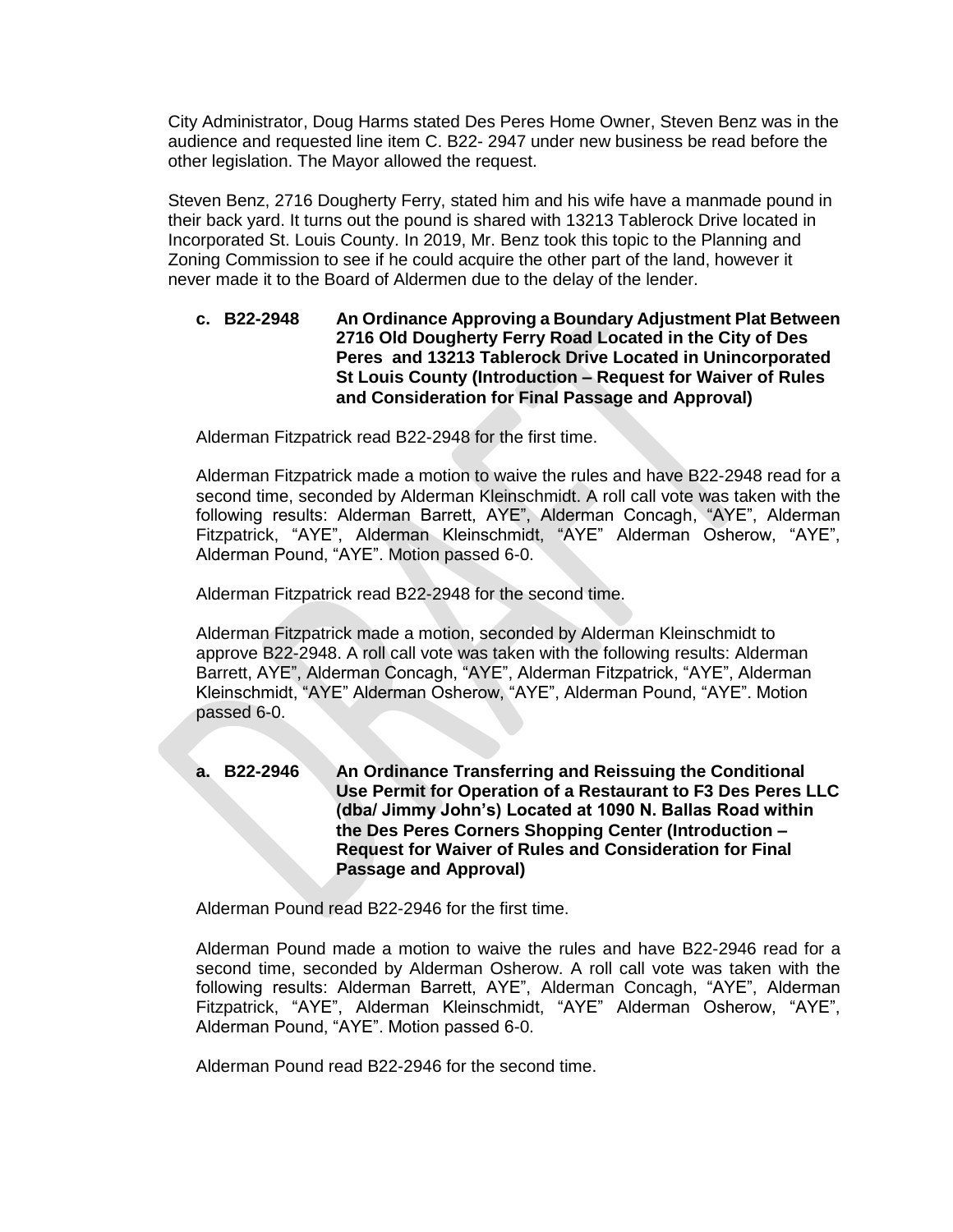City Administrator, Doug Harms stated Des Peres Home Owner, Steven Benz was in the audience and requested line item C. B22- 2947 under new business be read before the other legislation. The Mayor allowed the request.

Steven Benz, 2716 Dougherty Ferry, stated him and his wife have a manmade pound in their back yard. It turns out the pound is shared with 13213 Tablerock Drive located in Incorporated St. Louis County. In 2019, Mr. Benz took this topic to the Planning and Zoning Commission to see if he could acquire the other part of the land, however it never made it to the Board of Aldermen due to the delay of the lender.

**c. B22-2948 An Ordinance Approving a Boundary Adjustment Plat Between 2716 Old Dougherty Ferry Road Located in the City of Des Peres and 13213 Tablerock Drive Located in Unincorporated St Louis County (Introduction – Request for Waiver of Rules and Consideration for Final Passage and Approval)**

Alderman Fitzpatrick read B22-2948 for the first time.

Alderman Fitzpatrick made a motion to waive the rules and have B22-2948 read for a second time, seconded by Alderman Kleinschmidt. A roll call vote was taken with the following results: Alderman Barrett, AYE", Alderman Concagh, "AYE", Alderman Fitzpatrick, "AYE", Alderman Kleinschmidt, "AYE" Alderman Osherow, "AYE", Alderman Pound, "AYE". Motion passed 6-0.

Alderman Fitzpatrick read B22-2948 for the second time.

Alderman Fitzpatrick made a motion, seconded by Alderman Kleinschmidt to approve B22-2948. A roll call vote was taken with the following results: Alderman Barrett, AYE", Alderman Concagh, "AYE", Alderman Fitzpatrick, "AYE", Alderman Kleinschmidt, "AYE" Alderman Osherow, "AYE", Alderman Pound, "AYE". Motion passed 6-0.

**a. B22-2946 An Ordinance Transferring and Reissuing the Conditional Use Permit for Operation of a Restaurant to F3 Des Peres LLC (dba/ Jimmy John's) Located at 1090 N. Ballas Road within the Des Peres Corners Shopping Center (Introduction – Request for Waiver of Rules and Consideration for Final Passage and Approval)**

Alderman Pound read B22-2946 for the first time.

Alderman Pound made a motion to waive the rules and have B22-2946 read for a second time, seconded by Alderman Osherow. A roll call vote was taken with the following results: Alderman Barrett, AYE", Alderman Concagh, "AYE", Alderman Fitzpatrick, "AYE", Alderman Kleinschmidt, "AYE" Alderman Osherow, "AYE", Alderman Pound, "AYE". Motion passed 6-0.

Alderman Pound read B22-2946 for the second time.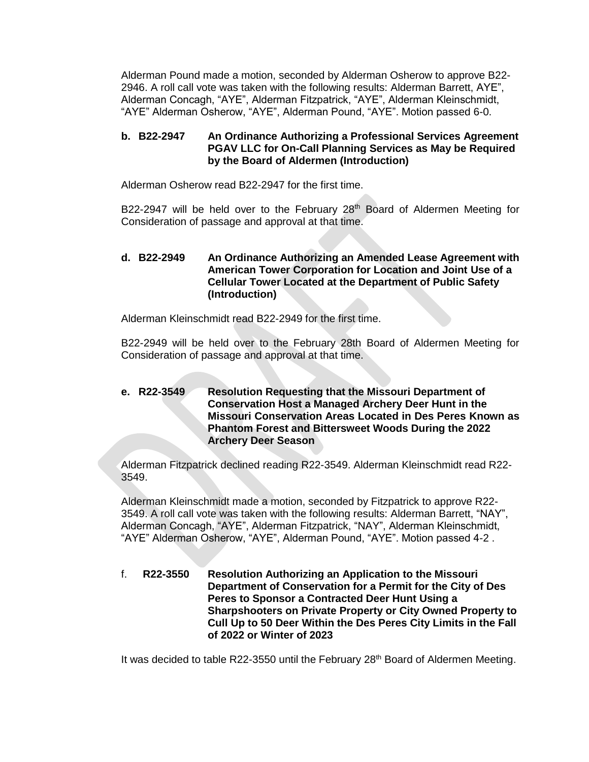Alderman Pound made a motion, seconded by Alderman Osherow to approve B22-2946. A roll call vote was taken with the following results: Alderman Barrett, AYE", Alderman Concagh, "AYE", Alderman Fitzpatrick, "AYE", Alderman Kleinschmidt, "AYE" Alderman Osherow, "AYE", Alderman Pound, "AYE". Motion passed 6-0.

**b. B22-2947 An Ordinance Authorizing a Professional Services Agreement PGAV LLC for On-Call Planning Services as May be Required by the Board of Aldermen (Introduction)**

Alderman Osherow read B22-2947 for the first time.

B22-2947 will be held over to the February 28th Board of Aldermen Meeting for Consideration of passage and approval at that time.

**d. B22-2949 An Ordinance Authorizing an Amended Lease Agreement with American Tower Corporation for Location and Joint Use of a Cellular Tower Located at the Department of Public Safety (Introduction)**

Alderman Kleinschmidt read B22-2949 for the first time.

B22-2949 will be held over to the February 28th Board of Aldermen Meeting for Consideration of passage and approval at that time.

**e. R22-3549 Resolution Requesting that the Missouri Department of Conservation Host a Managed Archery Deer Hunt in the Missouri Conservation Areas Located in Des Peres Known as Phantom Forest and Bittersweet Woods During the 2022 Archery Deer Season**

Alderman Fitzpatrick declined reading R22-3549. Alderman Kleinschmidt read R22-3549.

Alderman Kleinschmidt made a motion, seconded by Fitzpatrick to approve R22-3549. A roll call vote was taken with the following results: Alderman Barrett, "NAY", Alderman Concagh, "AYE", Alderman Fitzpatrick, "NAY", Alderman Kleinschmidt, "AYE" Alderman Osherow, "AYE", Alderman Pound, "AYE". Motion passed 4-2 .

f. **R22-3550 Resolution Authorizing an Application to the Missouri Department of Conservation for a Permit for the City of Des Peres to Sponsor a Contracted Deer Hunt Using a Sharpshooters on Private Property or City Owned Property to Cull Up to 50 Deer Within the Des Peres City Limits in the Fall of 2022 or Winter of 2023**

It was decided to table R22-3550 until the February 28th Board of Aldermen Meeting.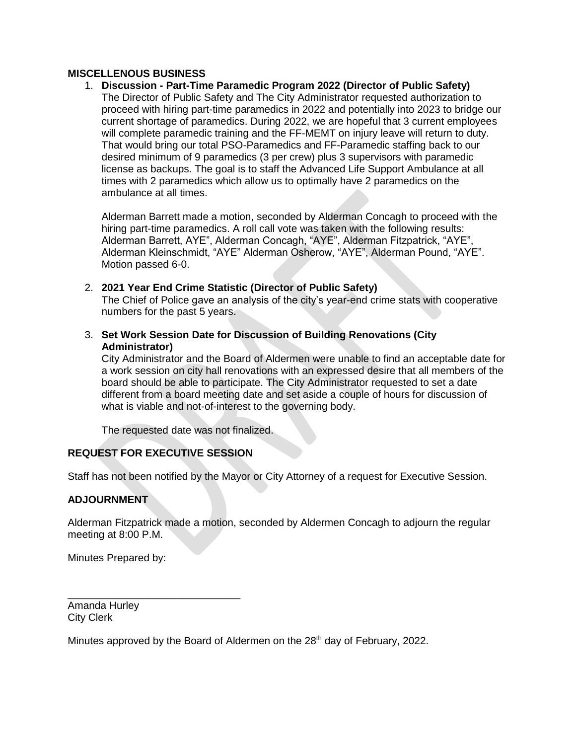## MISCELLENOUS BUSINESS

1. **Discussion - Part-Time Paramedic Program 2022 (Director of Public Safety)**
   The Director of Public Safety and The City Administrator requested authorization to proceed with hiring part-time paramedics in 2022 and potentially into 2023 to bridge our current shortage of paramedics. During 2022, we are hopeful that 3 current employees will complete paramedic training and the FF-MEMT on injury leave will return to duty. That would bring our total PSO-Paramedics and FF-Paramedic staffing back to our desired minimum of 9 paramedics (3 per crew) plus 3 supervisors with paramedic license as backups. The goal is to staff the Advanced Life Support Ambulance at all times with 2 paramedics which allow us to optimally have 2 paramedics on the ambulance at all times.

   Alderman Barrett made a motion, seconded by Alderman Concagh to proceed with the hiring part-time paramedics. A roll call vote was taken with the following results: Alderman Barrett, AYE", Alderman Concagh, "AYE", Alderman Fitzpatrick, "AYE", Alderman Kleinschmidt, "AYE" Alderman Osherow, "AYE", Alderman Pound, "AYE". Motion passed 6-0.

2. **2021 Year End Crime Statistic (Director of Public Safety)**
   The Chief of Police gave an analysis of the city's year-end crime stats with cooperative numbers for the past 5 years.

3. **Set Work Session Date for Discussion of Building Renovations (City Administrator)**
   City Administrator and the Board of Aldermen were unable to find an acceptable date for a work session on city hall renovations with an expressed desire that all members of the board should be able to participate. The City Administrator requested to set a date different from a board meeting date and set aside a couple of hours for discussion of what is viable and not-of-interest to the governing body.

   The requested date was not finalized.

## REQUEST FOR EXECUTIVE SESSION

Staff has not been notified by the Mayor or City Attorney of a request for Executive Session.

## ADJOURNMENT

Alderman Fitzpatrick made a motion, seconded by Aldermen Concagh to adjourn the regular meeting at 8:00 P.M.

Minutes Prepared by:

\_\_\_\_\_\_\_\_\_\_\_\_\_\_\_\_\_\_\_\_\_\_\_\_\_\_\_\_\_\_
Amanda Hurley
City Clerk

Minutes approved by the Board of Aldermen on the 28th day of February, 2022.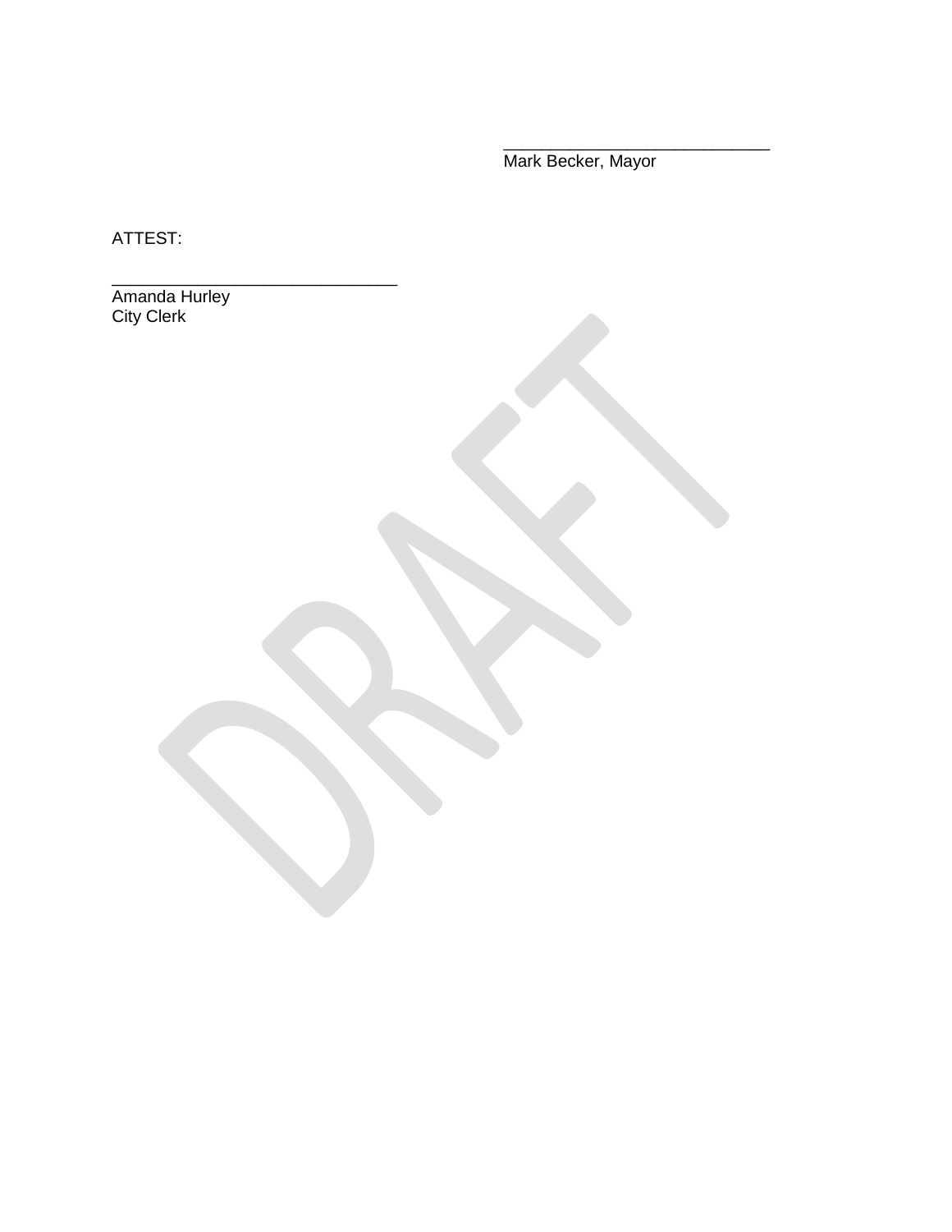\_\_\_\_\_\_\_\_\_\_\_\_\_\_\_\_\_\_\_\_\_\_\_\_\_\_\_\_
Mark Becker, Mayor

ATTEST:

\_\_\_\_\_\_\_\_\_\_\_\_\_\_\_\_\_\_\_\_\_\_\_\_\_\_\_\_\_\_
Amanda Hurley
City Clerk

DRAFT